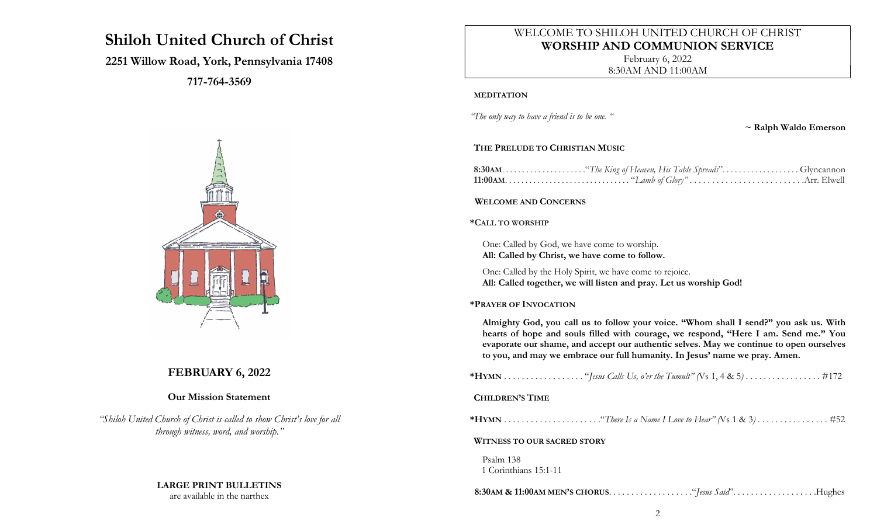# Shiloh United Church of Christ

**2251 Willow Road, York, Pennsylvania 17408**

**717-764-3569**

## FEBRUARY 6, 2022

**Our Mission Statement**

*"Shiloh United Church of Christ is called to show Christ's love for all through witness, word, and worship."*

**LARGE PRINT BULLETINS**
are available in the narthex

---

WELCOME TO SHILOH UNITED CHURCH OF CHRIST
**WORSHIP AND COMMUNION SERVICE**
February 6, 2022
8:30AM AND 11:00AM

**MEDITATION**

*"The only way to have a friend is to be one. "*

**~ Ralph Waldo Emerson**

**THE PRELUDE TO CHRISTIAN MUSIC**

**8:30AM**. . . . . . . . . . . . . . . . . . . ."*The King of Heaven, His Table Spreads*". . . . . . . . . . . . . . . . . . Glyncannon
**11:00AM**. . . . . . . . . . . . . . . . . . . . . . . . . . . . . . "*Lamb of Glory*" . . . . . . . . . . . . . . . . . . . . . . . . . .Arr. Elwell

**WELCOME AND CONCERNS**

**\*CALL TO WORSHIP**

One: Called by God, we have come to worship.
**All: Called by Christ, we have come to follow.**

One: Called by the Holy Spirit, we have come to rejoice.
**All: Called together, we will listen and pray. Let us worship God!**

**\*PRAYER OF INVOCATION**

**Almighty God, you call us to follow your voice. "Whom shall I send?" you ask us. With hearts of hope and souls filled with courage, we respond, "Here I am. Send me." You evaporate our shame, and accept our authentic selves. May we continue to open ourselves to you, and may we embrace our full humanity. In Jesus' name we pray. Amen.**

**\*HYMN** . . . . . . . . . . . . . . . . . "*Jesus Calls Us, o'er the Tumult" (*Vs 1, 4 & 5*)* . . . . . . . . . . . . . . . . #172

**CHILDREN'S TIME**

**\*HYMN** . . . . . . . . . . . . . . . . . . . . ."*There Is a Name I Love to Hear" (*Vs 1 & 3*)* . . . . . . . . . . . . . . . #52

**WITNESS TO OUR SACRED STORY**

Psalm 138
1 Corinthians 15:1-11

**8:30AM & 11:00AM MEN'S CHORUS**. . . . . . . . . . . . . . . . . ."*Jesus Said*". . . . . . . . . . . . . . . . . .Hughes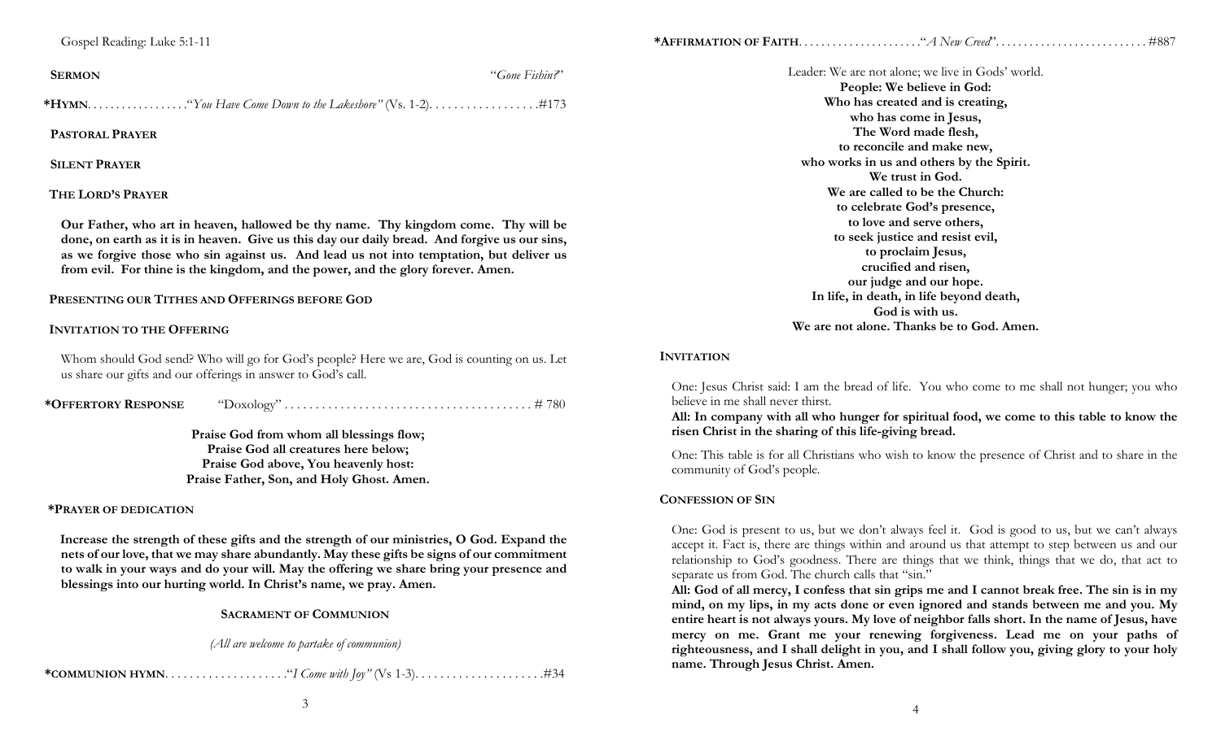Gospel Reading: Luke 5:1-11

**SERMON** "*Gone Fishin?*"

***HYMN**. . . . . . . . . . . . . . . . . ."*You Have Come Down to the Lakeshore"* (Vs. 1-2). . . . . . . . . . . . . . . . . .#173

**PASTORAL PRAYER**

**SILENT PRAYER**

**THE LORD'S PRAYER**

**Our Father, who art in heaven, hallowed be thy name. Thy kingdom come. Thy will be done, on earth as it is in heaven. Give us this day our daily bread. And forgive us our sins, as we forgive those who sin against us. And lead us not into temptation, but deliver us from evil. For thine is the kingdom, and the power, and the glory forever. Amen.**

**PRESENTING OUR TITHES AND OFFERINGS BEFORE GOD**

**INVITATION TO THE OFFERING**

Whom should God send? Who will go for God's people? Here we are, God is counting on us. Let us share our gifts and our offerings in answer to God's call.

***OFFERTORY RESPONSE** "Doxology" . . . . . . . . . . . . . . . . . . . . . . . . . . . . . . . . . . . . . . . . # 780

**Praise God from whom all blessings flow;**
**Praise God all creatures here below;**
**Praise God above, You heavenly host:**
**Praise Father, Son, and Holy Ghost. Amen.**

***PRAYER OF DEDICATION**

**Increase the strength of these gifts and the strength of our ministries, O God. Expand the nets of our love, that we may share abundantly. May these gifts be signs of our commitment to walk in your ways and do your will. May the offering we share bring your presence and blessings into our hurting world. In Christ's name, we pray. Amen.**

**SACRAMENT OF COMMUNION**

*(All are welcome to partake of communion)*

***COMMUNION HYMN**. . . . . . . . . . . . . . . . . . . ."*I Come with Joy"* (Vs 1-3). . . . . . . . . . . . . . . . . . . . .#34

***AFFIRMATION OF FAITH**. . . . . . . . . . . . . . . . . . . . . ."*A New Creed*". . . . . . . . . . . . . . . . . . . . . . . . . . #887

Leader: We are not alone; we live in Gods' world.
**People: We believe in God:**
**Who has created and is creating,**
**who has come in Jesus,**
**The Word made flesh,**
**to reconcile and make new,**
**who works in us and others by the Spirit.**
**We trust in God.**
**We are called to be the Church:**
**to celebrate God's presence,**
**to love and serve others,**
**to seek justice and resist evil,**
**to proclaim Jesus,**
**crucified and risen,**
**our judge and our hope.**
**In life, in death, in life beyond death,**
**God is with us.**
**We are not alone. Thanks be to God. Amen.**

**INVITATION**

One: Jesus Christ said: I am the bread of life. You who come to me shall not hunger; you who believe in me shall never thirst.
**All: In company with all who hunger for spiritual food, we come to this table to know the risen Christ in the sharing of this life-giving bread.**

One: This table is for all Christians who wish to know the presence of Christ and to share in the community of God's people.

**CONFESSION OF SIN**

One: God is present to us, but we don't always feel it. God is good to us, but we can't always accept it. Fact is, there are things within and around us that attempt to step between us and our relationship to God's goodness. There are things that we think, things that we do, that act to separate us from God. The church calls that "sin."
**All: God of all mercy, I confess that sin grips me and I cannot break free. The sin is in my mind, on my lips, in my acts done or even ignored and stands between me and you. My entire heart is not always yours. My love of neighbor falls short. In the name of Jesus, have mercy on me. Grant me your renewing forgiveness. Lead me on your paths of righteousness, and I shall delight in you, and I shall follow you, giving glory to your holy name. Through Jesus Christ. Amen.**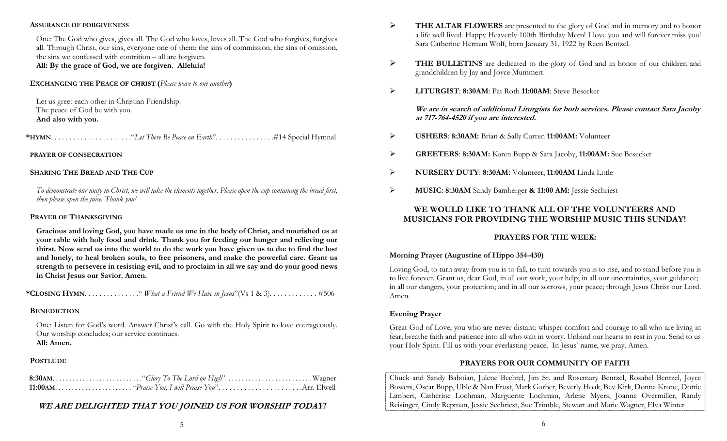### ASSURANCE OF FORGIVENESS

One: The God who gives, gives all. The God who loves, loves all. The God who forgives, forgives all. Through Christ, our sins, everyone one of them: the sins of commission, the sins of omission, the sins we confessed with contrition – all are forgiven.
**All: By the grace of God, we are forgiven. Alleluia!**

### EXCHANGING THE PEACE OF CHRIST (*Please wave to one another*)

Let us greet each other in Christian Friendship.
The peace of God be with you.
**And also with you.**

***HYMN**. . . . . . . . . . . . . . . . . . . . . . "*Let There Be Peace on Earth*". . . . . . . . . . . . . . . .#14 Special Hymnal

### PRAYER OF CONSECRATION

### SHARING THE BREAD AND THE CUP

*To demonstrate our unity in Christ, we will take the elements together. Please open the cup containing the bread first, then please open the juice. Thank you!*

### PRAYER OF THANKSGIVING

**Gracious and loving God, you have made us one in the body of Christ, and nourished us at your table with holy food and drink. Thank you for feeding our hunger and relieving our thirst. Now send us into the world to do the work you have given us to do: to find the lost and lonely, to heal broken souls, to free prisoners, and make the powerful care. Grant us strength to persevere in resisting evil, and to proclaim in all we say and do your good news in Christ Jesus our Savior. Amen.**

***CLOSING HYMN**. . . . . . . . . . . . . . ." *What a Friend We Have in Jesus*"(Vs 1 & 3). . . . . . . . . . . . . #506

### BENEDICTION

One: Listen for God's word. Answer Christ's call. Go with the Holy Spirit to love courageously. Our worship concludes; our service continues.
**All: Amen.**

### POSTLUDE

**8:30AM**. . . . . . . . . . . . . . . . . . . . . . . . . ."*Glory To The Lord on High*". . . . . . . . . . . . . . . . . . . . . . . . . Wagner
**11:00AM**. . . . . . . . . . . . . . . . . . . . . . . "*Praise You, I will Praise You*". . . . . . . . . . . . . . . . . . . . . . .Arr. Elwell

## *WE ARE DELIGHTED THAT YOU JOINED US FOR WORSHIP TODAY!*

- **THE ALTAR FLOWERS** are presented to the glory of God and in memory and to honor a life well lived. Happy Heavenly 100th Birthday Mom! I love you and will forever miss you! Sara Catherine Herman Wolf, born January 31, 1922 by Reen Bentzel.
- **THE BULLETINS** are dedicated to the glory of God and in honor of our children and grandchildren by Jay and Joyce Mummert.
- **LITURGIST**: **8:30AM**: Pat Roth **11:00AM**: Steve Besecker

  ***We are in search of additional Liturgists for both services. Please contact Sara Jacoby at 717-764-4520 if you are interested.***

- **USHERS**: **8:30AM:** Brian & Sally Curren **11:00AM:** Volunteer
- **GREETERS**: **8:30AM:** Karen Bupp & Sara Jacoby, **11:00AM:** Sue Besecker
- **NURSERY DUTY**: **8:30AM:** Volunteer, **11:00AM** Linda Little
- **MUSIC: 8:30AM** Sandy Bamberger **& 11:00 AM:** Jessie Sechriest

## WE WOULD LIKE TO THANK ALL OF THE VOLUNTEERS AND MUSICIANS FOR PROVIDING THE WORSHIP MUSIC THIS SUNDAY!

## PRAYERS FOR THE WEEK:

### Morning Prayer (Augustine of Hippo 354-430)

Loving God, to turn away from you is to fall, to turn towards you is to rise, and to stand before you is to live forever. Grant us, dear God, in all our work, your help; in all our uncertainties, your guidance; in all our dangers, your protection; and in all our sorrows, your peace; through Jesus Christ our Lord. Amen.

### Evening Prayer

Great God of Love, you who are never distant: whisper comfort and courage to all who are living in fear; breathe faith and patience into all who wait in worry. Unbind our hearts to rest in you. Send to us your Holy Spirit. Fill us with your everlasting peace. In Jesus' name, we pray. Amen.

## PRAYERS FOR OUR COMMUNITY OF FAITH

Chuck and Sandy Baboian, Julene Bechtel, Jim Sr. and Rosemary Bentzel, Rosabel Bentzel, Joyce Bowers, Oscar Bupp, Uble & Nan Frost, Mark Garber, Beverly Hoak, Bev Kirk, Donna Krone, Dottie Limbert, Catherine Lochman, Marguerite Lochman, Arlene Myers, Joanne Overmiller, Randy Reisinger, Cindy Repman, Jessie Sechriest, Sue Trimble, Stewart and Marie Wagner, Elva Winter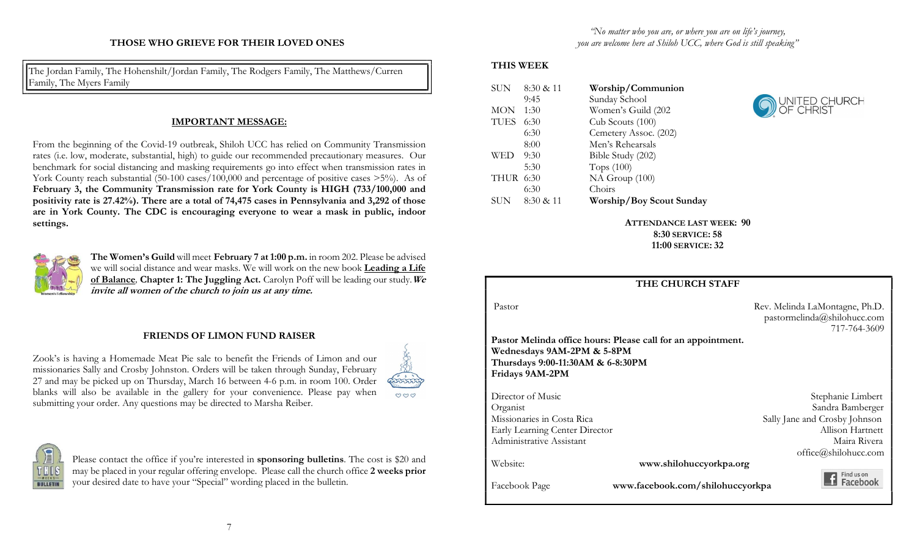## THOSE WHO GRIEVE FOR THEIR LOVED ONES

The Jordan Family, The Hohenshilt/Jordan Family, The Rodgers Family, The Matthews/Curren Family, The Myers Family

## IMPORTANT MESSAGE:

From the beginning of the Covid-19 outbreak, Shiloh UCC has relied on Community Transmission rates (i.e. low, moderate, substantial, high) to guide our recommended precautionary measures. Our benchmark for social distancing and masking requirements go into effect when transmission rates in York County reach substantial (50-100 cases/100,000 and percentage of positive cases >5%). As of **February 3, the Community Transmission rate for York County is HIGH (733/100,000 and positivity rate is 27.42%). There are a total of 74,475 cases in Pennsylvania and 3,292 of those are in York County. The CDC is encouraging everyone to wear a mask in public, indoor settings.**

**The Women's Guild** will meet **February 7 at 1:00 p.m.** in room 202. Please be advised we will social distance and wear masks. We will work on the new book **Leading a Life of Balance**, **Chapter 1: The Juggling Act.** Carolyn Poff will be leading our study. ***We invite all women of the church to join us at any time.***

## FRIENDS OF LIMON FUND RAISER

Zook's is having a Homemade Meat Pie sale to benefit the Friends of Limon and our missionaries Sally and Crosby Johnston. Orders will be taken through Sunday, February 27 and may be picked up on Thursday, March 16 between 4-6 p.m. in room 100. Order blanks will also be available in the gallery for your convenience. Please pay when submitting your order. Any questions may be directed to Marsha Reiber.

Please contact the office if you're interested in **sponsoring bulletins**. The cost is $20 and may be placed in your regular offering envelope. Please call the church office **2 weeks prior** your desired date to have your "Special" wording placed in the bulletin.

*"No matter who you are, or where you are on life's journey, you are welcome here at Shiloh UCC, where God is still speaking"*

## THIS WEEK

| | | |
|---|---|---|
| SUN | 8:30 & 11 | **Worship/Communion** |
| | 9:45 | Sunday School |
| MON | 1:30 | Women's Guild (202 |
| TUES | 6:30 | Cub Scouts (100) |
| | 6:30 | Cemetery Assoc. (202) |
| | 8:00 | Men's Rehearsals |
| WED | 9:30 | Bible Study (202) |
| | 5:30 | Tops (100) |
| THUR | 6:30 | NA Group (100) |
| | 6:30 | Choirs |
| SUN | 8:30 & 11 | **Worship/Boy Scout Sunday** |

UNITED CHURCH OF CHRIST

**ATTENDANCE LAST WEEK: 90**
**8:30 SERVICE: 58**
**11:00 SERVICE: 32**

## THE CHURCH STAFF

Pastor — Rev. Melinda LaMontagne, Ph.D.
pastormelinda@shilohucc.com
717-764-3609

**Pastor Melinda office hours: Please call for an appointment.**
**Wednesdays 9AM-2PM & 5-8PM**
**Thursdays 9:00-11:30AM & 6-8:30PM**
**Fridays 9AM-2PM**

| | |
|---|---|
| Director of Music | Stephanie Limbert |
| Organist | Sandra Bamberger |
| Missionaries in Costa Rica | Sally Jane and Crosby Johnson |
| Early Learning Center Director | Allison Hartnett |
| Administrative Assistant | Maira Rivera<br>office@shilohucc.com |

Website: **www.shilohuccyorkpa.org**

Facebook Page **www.facebook.com/shilohuccyorkpa**

Find us on Facebook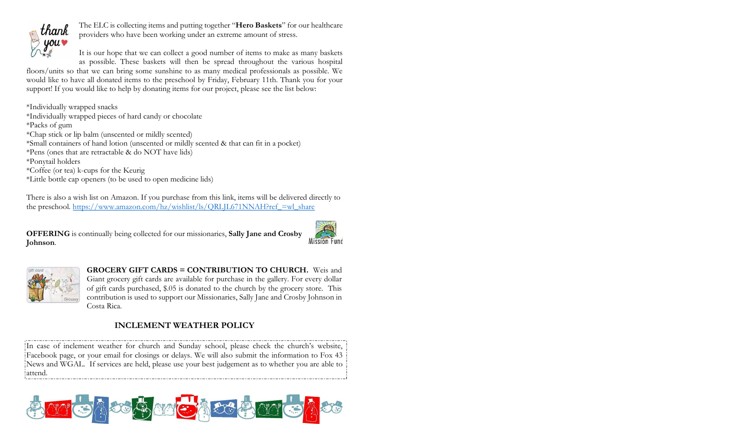The ELC is collecting items and putting together "**Hero Baskets**" for our healthcare providers who have been working under an extreme amount of stress.

It is our hope that we can collect a good number of items to make as many baskets as possible. These baskets will then be spread throughout the various hospital floors/units so that we can bring some sunshine to as many medical professionals as possible. We would like to have all donated items to the preschool by Friday, February 11th. Thank you for your support! If you would like to help by donating items for our project, please see the list below:

*Individually wrapped snacks
*Individually wrapped pieces of hard candy or chocolate
*Packs of gum
*Chap stick or lip balm (unscented or mildly scented)
*Small containers of hand lotion (unscented or mildly scented & that can fit in a pocket)
*Pens (ones that are retractable & do NOT have lids)
*Ponytail holders
*Coffee (or tea) k-cups for the Keurig
*Little bottle cap openers (to be used to open medicine lids)

There is also a wish list on Amazon. If you purchase from this link, items will be delivered directly to the preschool. https://www.amazon.com/hz/wishlist/ls/QRLJL671NNAH?ref_=wl_share

**OFFERING** is continually being collected for our missionaries, **Sally Jane and Crosby Johnson**.

**GROCERY GIFT CARDS = CONTRIBUTION TO CHURCH.** Weis and Giant grocery gift cards are available for purchase in the gallery. For every dollar of gift cards purchased, $.05 is donated to the church by the grocery store. This contribution is used to support our Missionaries, Sally Jane and Crosby Johnson in Costa Rica.

## INCLEMENT WEATHER POLICY

In case of inclement weather for church and Sunday school, please check the church's website, Facebook page, or your email for closings or delays. We will also submit the information to Fox 43 News and WGAL. If services are held, please use your best judgement as to whether you are able to attend.